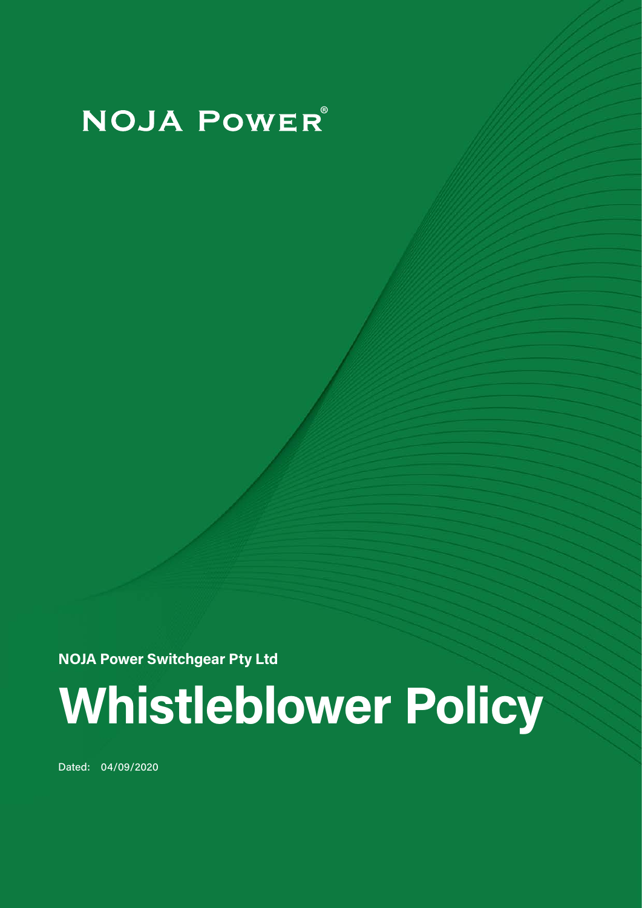NOJA Power®

**NOJA Power Switchgear Pty Ltd**

# Whistleblower Policy

Dated: 04/09/2020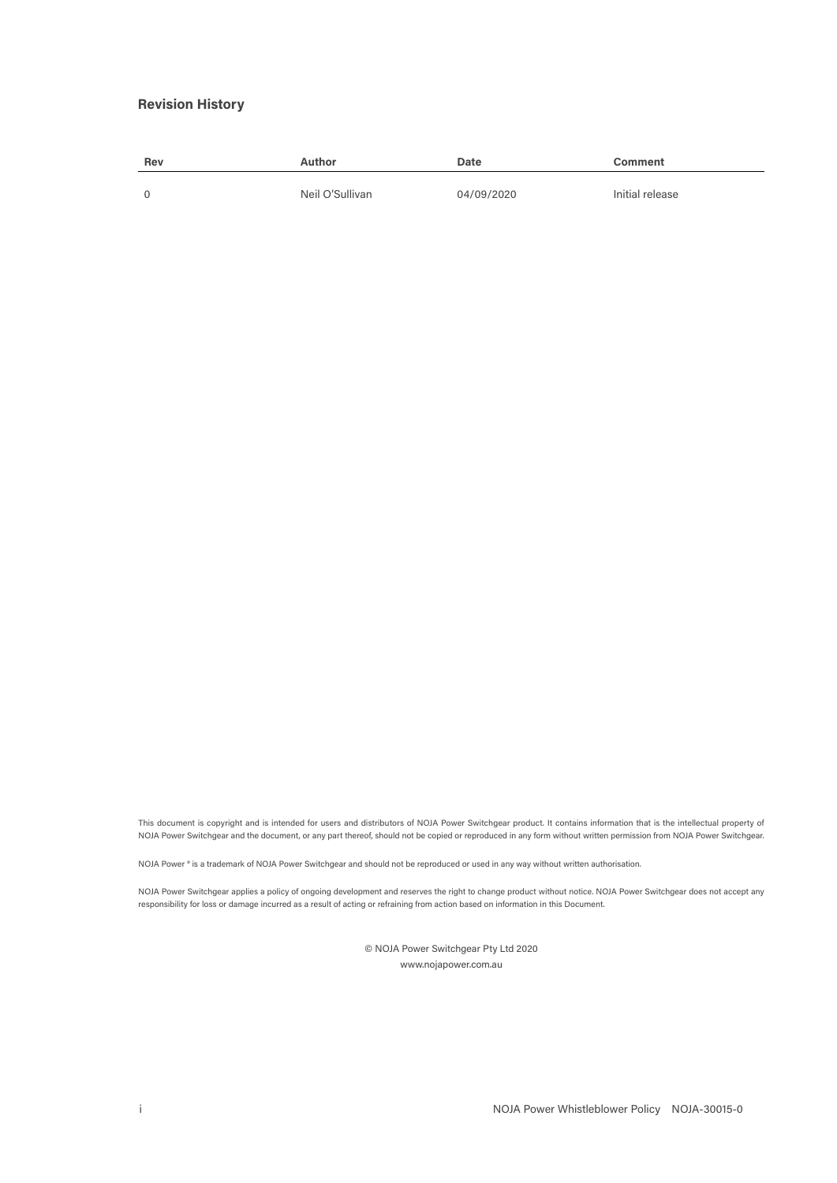## Revision History

| Rev | Author | Date | Comment |
|---|---|---|---|
| 0 | Neil O'Sullivan | 04/09/2020 | Initial release |

This document is copyright and is intended for users and distributors of NOJA Power Switchgear product. It contains information that is the intellectual property of NOJA Power Switchgear and the document, or any part thereof, should not be copied or reproduced in any form without written permission from NOJA Power Switchgear.

NOJA Power ® is a trademark of NOJA Power Switchgear and should not be reproduced or used in any way without written authorisation.

NOJA Power Switchgear applies a policy of ongoing development and reserves the right to change product without notice. NOJA Power Switchgear does not accept any responsibility for loss or damage incurred as a result of acting or refraining from action based on information in this Document.

© NOJA Power Switchgear Pty Ltd 2020
www.nojapower.com.au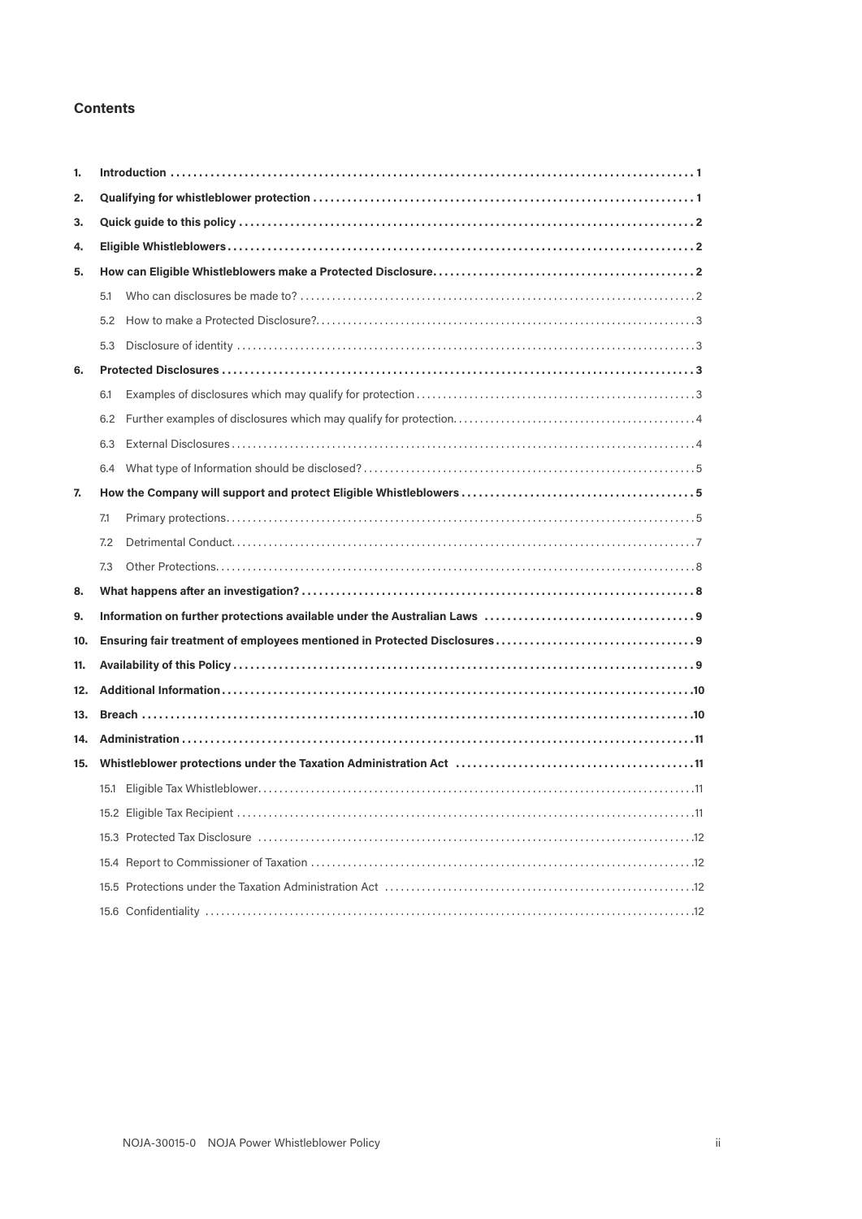## Contents

| | | |
|---|---|---|
| **1.** | **Introduction** | **1** |
| **2.** | **Qualifying for whistleblower protection** | **1** |
| **3.** | **Quick guide to this policy** | **2** |
| **4.** | **Eligible Whistleblowers** | **2** |
| **5.** | **How can Eligible Whistleblowers make a Protected Disclosure** | **2** |
| | 5.1 Who can disclosures be made to? | 2 |
| | 5.2 How to make a Protected Disclosure? | 3 |
| | 5.3 Disclosure of identity | 3 |
| **6.** | **Protected Disclosures** | **3** |
| | 6.1 Examples of disclosures which may qualify for protection | 3 |
| | 6.2 Further examples of disclosures which may qualify for protection | 4 |
| | 6.3 External Disclosures | 4 |
| | 6.4 What type of Information should be disclosed? | 5 |
| **7.** | **How the Company will support and protect Eligible Whistleblowers** | **5** |
| | 7.1 Primary protections | 5 |
| | 7.2 Detrimental Conduct | 7 |
| | 7.3 Other Protections | 8 |
| **8.** | **What happens after an investigation?** | **8** |
| **9.** | **Information on further protections available under the Australian Laws** | **9** |
| **10.** | **Ensuring fair treatment of employees mentioned in Protected Disclosures** | **9** |
| **11.** | **Availability of this Policy** | **9** |
| **12.** | **Additional Information** | **10** |
| **13.** | **Breach** | **10** |
| **14.** | **Administration** | **11** |
| **15.** | **Whistleblower protections under the Taxation Administration Act** | **11** |
| | 15.1 Eligible Tax Whistleblower | 11 |
| | 15.2 Eligible Tax Recipient | 11 |
| | 15.3 Protected Tax Disclosure | 12 |
| | 15.4 Report to Commissioner of Taxation | 12 |
| | 15.5 Protections under the Taxation Administration Act | 12 |
| | 15.6 Confidentiality | 12 |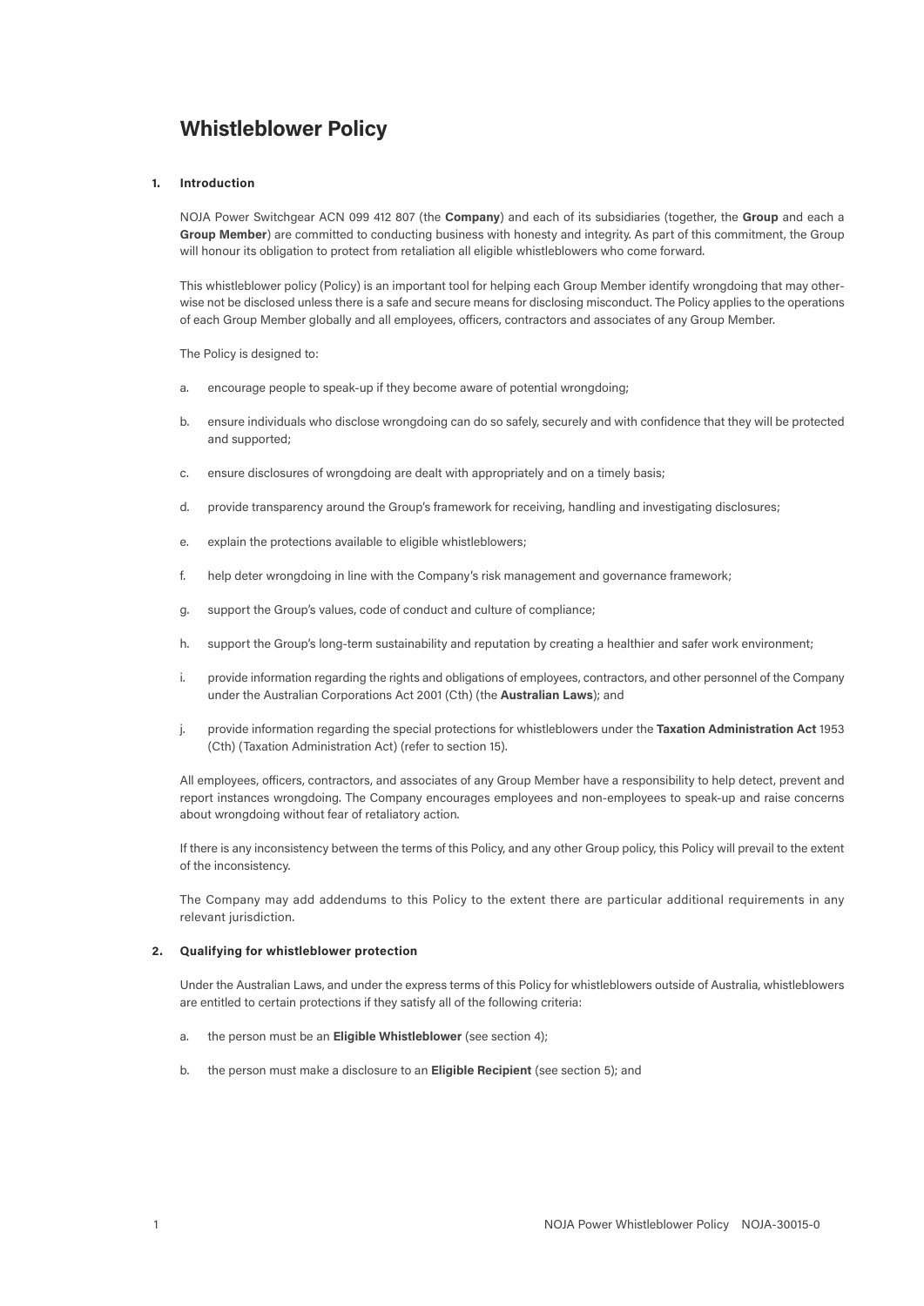# Whistleblower Policy

## 1. Introduction

NOJA Power Switchgear ACN 099 412 807 (the **Company**) and each of its subsidiaries (together, the **Group** and each a **Group Member**) are committed to conducting business with honesty and integrity. As part of this commitment, the Group will honour its obligation to protect from retaliation all eligible whistleblowers who come forward.

This whistleblower policy (Policy) is an important tool for helping each Group Member identify wrongdoing that may otherwise not be disclosed unless there is a safe and secure means for disclosing misconduct. The Policy applies to the operations of each Group Member globally and all employees, officers, contractors and associates of any Group Member.

The Policy is designed to:

a. encourage people to speak-up if they become aware of potential wrongdoing;

b. ensure individuals who disclose wrongdoing can do so safely, securely and with confidence that they will be protected and supported;

c. ensure disclosures of wrongdoing are dealt with appropriately and on a timely basis;

d. provide transparency around the Group's framework for receiving, handling and investigating disclosures;

e. explain the protections available to eligible whistleblowers;

f. help deter wrongdoing in line with the Company's risk management and governance framework;

g. support the Group's values, code of conduct and culture of compliance;

h. support the Group's long-term sustainability and reputation by creating a healthier and safer work environment;

i. provide information regarding the rights and obligations of employees, contractors, and other personnel of the Company under the Australian Corporations Act 2001 (Cth) (the **Australian Laws**); and

j. provide information regarding the special protections for whistleblowers under the **Taxation Administration Act** 1953 (Cth) (Taxation Administration Act) (refer to section 15).

All employees, officers, contractors, and associates of any Group Member have a responsibility to help detect, prevent and report instances wrongdoing. The Company encourages employees and non-employees to speak-up and raise concerns about wrongdoing without fear of retaliatory action.

If there is any inconsistency between the terms of this Policy, and any other Group policy, this Policy will prevail to the extent of the inconsistency.

The Company may add addendums to this Policy to the extent there are particular additional requirements in any relevant jurisdiction.

## 2. Qualifying for whistleblower protection

Under the Australian Laws, and under the express terms of this Policy for whistleblowers outside of Australia, whistleblowers are entitled to certain protections if they satisfy all of the following criteria:

a. the person must be an **Eligible Whistleblower** (see section 4);

b. the person must make a disclosure to an **Eligible Recipient** (see section 5); and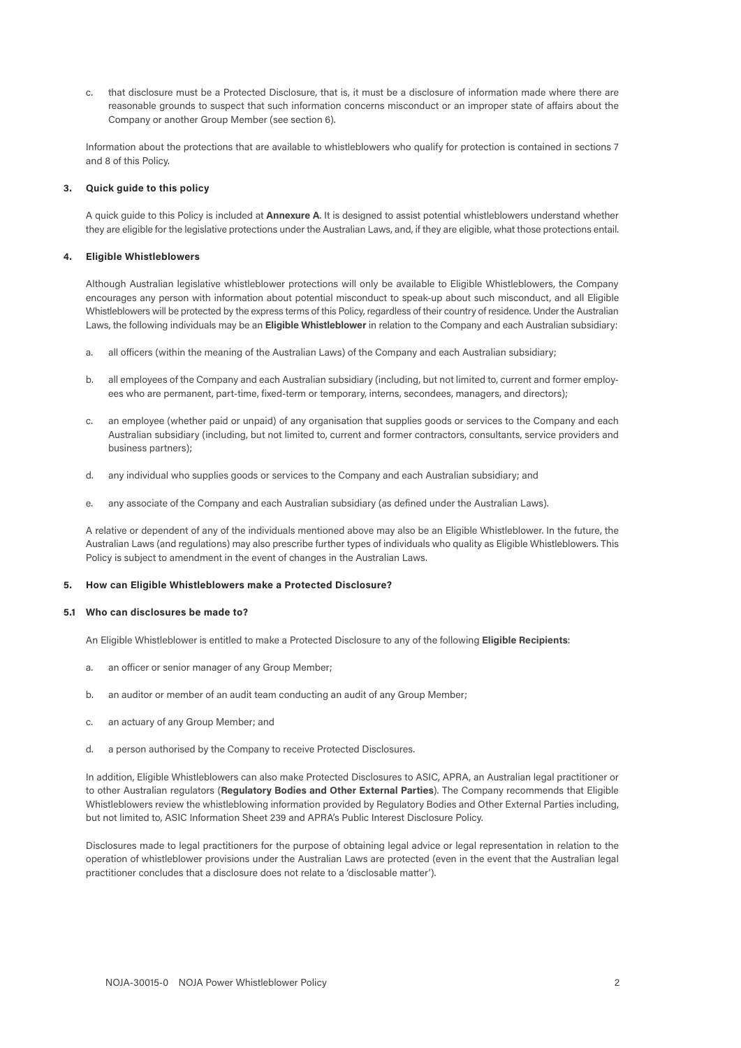c. that disclosure must be a Protected Disclosure, that is, it must be a disclosure of information made where there are reasonable grounds to suspect that such information concerns misconduct or an improper state of affairs about the Company or another Group Member (see section 6).

Information about the protections that are available to whistleblowers who qualify for protection is contained in sections 7 and 8 of this Policy.

### 3. Quick guide to this policy

A quick guide to this Policy is included at **Annexure A**. It is designed to assist potential whistleblowers understand whether they are eligible for the legislative protections under the Australian Laws, and, if they are eligible, what those protections entail.

### 4. Eligible Whistleblowers

Although Australian legislative whistleblower protections will only be available to Eligible Whistleblowers, the Company encourages any person with information about potential misconduct to speak-up about such misconduct, and all Eligible Whistleblowers will be protected by the express terms of this Policy, regardless of their country of residence. Under the Australian Laws, the following individuals may be an **Eligible Whistleblower** in relation to the Company and each Australian subsidiary:

a. all officers (within the meaning of the Australian Laws) of the Company and each Australian subsidiary;

b. all employees of the Company and each Australian subsidiary (including, but not limited to, current and former employees who are permanent, part-time, fixed-term or temporary, interns, secondees, managers, and directors);

c. an employee (whether paid or unpaid) of any organisation that supplies goods or services to the Company and each Australian subsidiary (including, but not limited to, current and former contractors, consultants, service providers and business partners);

d. any individual who supplies goods or services to the Company and each Australian subsidiary; and

e. any associate of the Company and each Australian subsidiary (as defined under the Australian Laws).

A relative or dependent of any of the individuals mentioned above may also be an Eligible Whistleblower. In the future, the Australian Laws (and regulations) may also prescribe further types of individuals who quality as Eligible Whistleblowers. This Policy is subject to amendment in the event of changes in the Australian Laws.

### 5. How can Eligible Whistleblowers make a Protected Disclosure?

#### 5.1 Who can disclosures be made to?

An Eligible Whistleblower is entitled to make a Protected Disclosure to any of the following **Eligible Recipients**:

a. an officer or senior manager of any Group Member;

b. an auditor or member of an audit team conducting an audit of any Group Member;

c. an actuary of any Group Member; and

d. a person authorised by the Company to receive Protected Disclosures.

In addition, Eligible Whistleblowers can also make Protected Disclosures to ASIC, APRA, an Australian legal practitioner or to other Australian regulators (**Regulatory Bodies and Other External Parties**). The Company recommends that Eligible Whistleblowers review the whistleblowing information provided by Regulatory Bodies and Other External Parties including, but not limited to, ASIC Information Sheet 239 and APRA's Public Interest Disclosure Policy.

Disclosures made to legal practitioners for the purpose of obtaining legal advice or legal representation in relation to the operation of whistleblower provisions under the Australian Laws are protected (even in the event that the Australian legal practitioner concludes that a disclosure does not relate to a 'disclosable matter').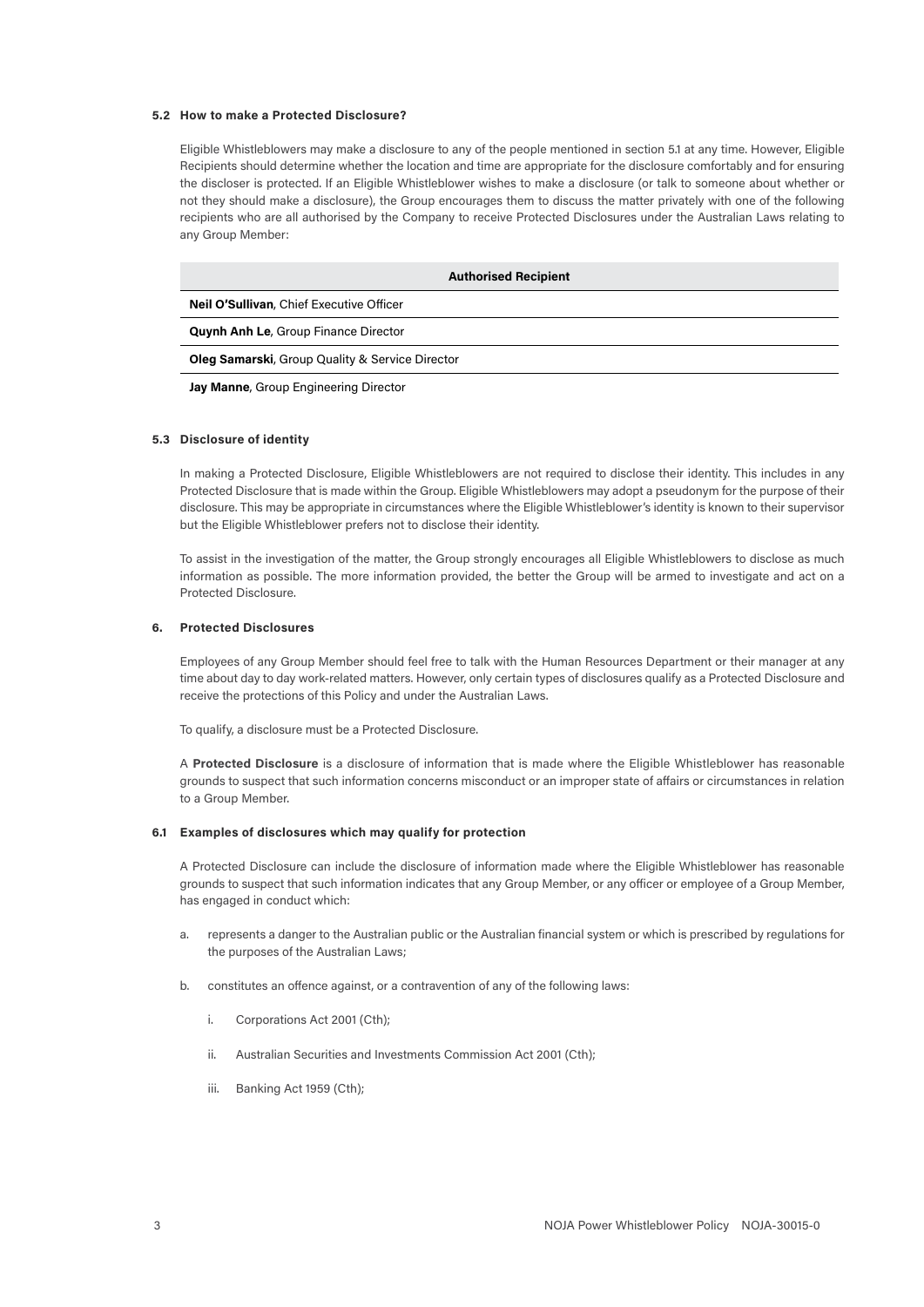### 5.2 How to make a Protected Disclosure?

Eligible Whistleblowers may make a disclosure to any of the people mentioned in section 5.1 at any time. However, Eligible Recipients should determine whether the location and time are appropriate for the disclosure comfortably and for ensuring the discloser is protected. If an Eligible Whistleblower wishes to make a disclosure (or talk to someone about whether or not they should make a disclosure), the Group encourages them to discuss the matter privately with one of the following recipients who are all authorised by the Company to receive Protected Disclosures under the Australian Laws relating to any Group Member:

| Authorised Recipient |
|---|
| **Neil O'Sullivan**, Chief Executive Officer |
| **Quynh Anh Le**, Group Finance Director |
| **Oleg Samarski**, Group Quality & Service Director |
| **Jay Manne**, Group Engineering Director |

### 5.3 Disclosure of identity

In making a Protected Disclosure, Eligible Whistleblowers are not required to disclose their identity. This includes in any Protected Disclosure that is made within the Group. Eligible Whistleblowers may adopt a pseudonym for the purpose of their disclosure. This may be appropriate in circumstances where the Eligible Whistleblower's identity is known to their supervisor but the Eligible Whistleblower prefers not to disclose their identity.

To assist in the investigation of the matter, the Group strongly encourages all Eligible Whistleblowers to disclose as much information as possible. The more information provided, the better the Group will be armed to investigate and act on a Protected Disclosure.

## 6. Protected Disclosures

Employees of any Group Member should feel free to talk with the Human Resources Department or their manager at any time about day to day work-related matters. However, only certain types of disclosures qualify as a Protected Disclosure and receive the protections of this Policy and under the Australian Laws.

To qualify, a disclosure must be a Protected Disclosure.

A **Protected Disclosure** is a disclosure of information that is made where the Eligible Whistleblower has reasonable grounds to suspect that such information concerns misconduct or an improper state of affairs or circumstances in relation to a Group Member.

### 6.1 Examples of disclosures which may qualify for protection

A Protected Disclosure can include the disclosure of information made where the Eligible Whistleblower has reasonable grounds to suspect that such information indicates that any Group Member, or any officer or employee of a Group Member, has engaged in conduct which:

a. represents a danger to the Australian public or the Australian financial system or which is prescribed by regulations for the purposes of the Australian Laws;

b. constitutes an offence against, or a contravention of any of the following laws:

   i. Corporations Act 2001 (Cth);

   ii. Australian Securities and Investments Commission Act 2001 (Cth);

   iii. Banking Act 1959 (Cth);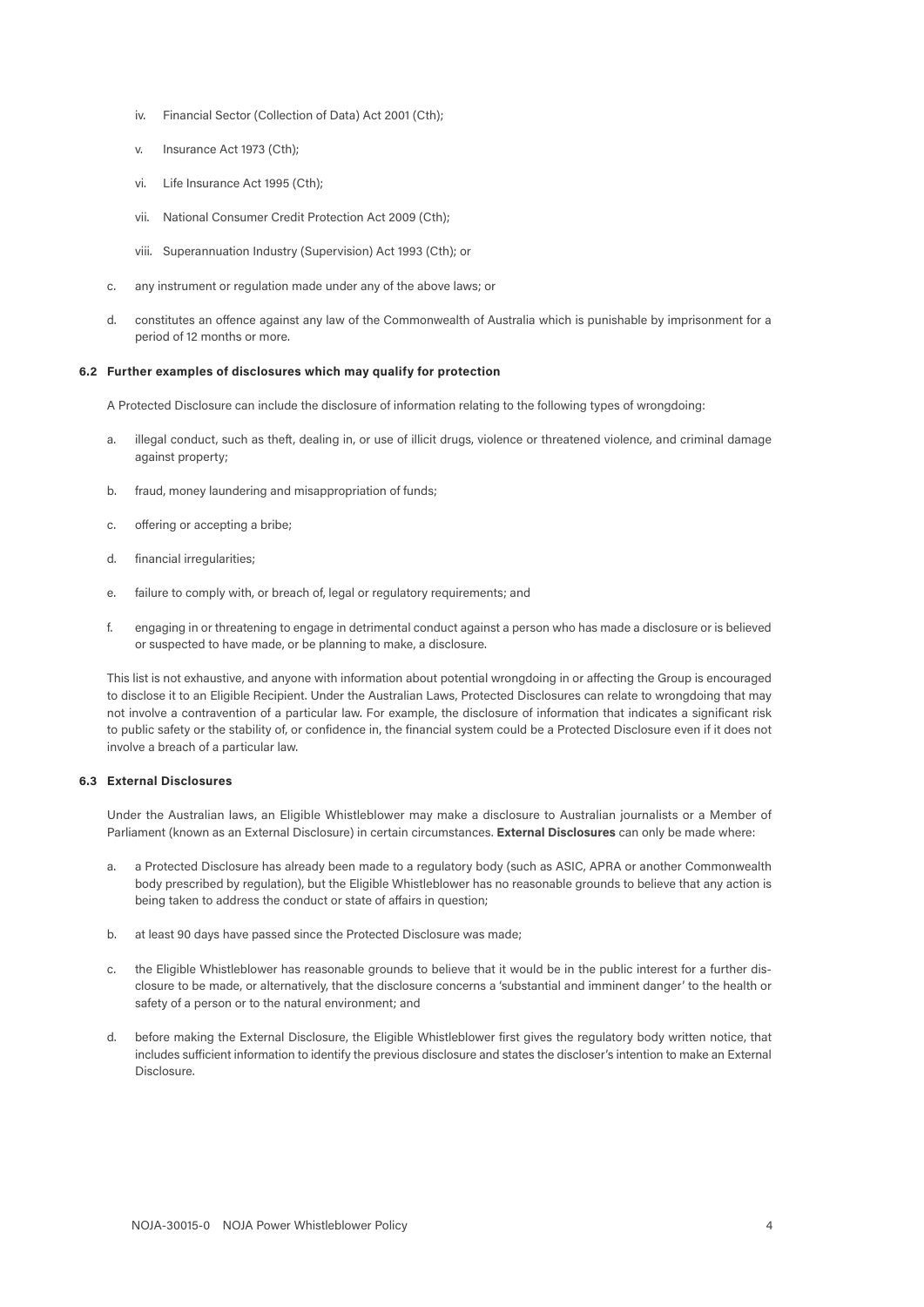iv. Financial Sector (Collection of Data) Act 2001 (Cth);

   v. Insurance Act 1973 (Cth);

   vi. Life Insurance Act 1995 (Cth);

   vii. National Consumer Credit Protection Act 2009 (Cth);

   viii. Superannuation Industry (Supervision) Act 1993 (Cth); or

c. any instrument or regulation made under any of the above laws; or

d. constitutes an offence against any law of the Commonwealth of Australia which is punishable by imprisonment for a period of 12 months or more.

### 6.2 Further examples of disclosures which may qualify for protection

A Protected Disclosure can include the disclosure of information relating to the following types of wrongdoing:

a. illegal conduct, such as theft, dealing in, or use of illicit drugs, violence or threatened violence, and criminal damage against property;

b. fraud, money laundering and misappropriation of funds;

c. offering or accepting a bribe;

d. financial irregularities;

e. failure to comply with, or breach of, legal or regulatory requirements; and

f. engaging in or threatening to engage in detrimental conduct against a person who has made a disclosure or is believed or suspected to have made, or be planning to make, a disclosure.

This list is not exhaustive, and anyone with information about potential wrongdoing in or affecting the Group is encouraged to disclose it to an Eligible Recipient. Under the Australian Laws, Protected Disclosures can relate to wrongdoing that may not involve a contravention of a particular law. For example, the disclosure of information that indicates a significant risk to public safety or the stability of, or confidence in, the financial system could be a Protected Disclosure even if it does not involve a breach of a particular law.

### 6.3 External Disclosures

Under the Australian laws, an Eligible Whistleblower may make a disclosure to Australian journalists or a Member of Parliament (known as an External Disclosure) in certain circumstances. **External Disclosures** can only be made where:

a. a Protected Disclosure has already been made to a regulatory body (such as ASIC, APRA or another Commonwealth body prescribed by regulation), but the Eligible Whistleblower has no reasonable grounds to believe that any action is being taken to address the conduct or state of affairs in question;

b. at least 90 days have passed since the Protected Disclosure was made;

c. the Eligible Whistleblower has reasonable grounds to believe that it would be in the public interest for a further disclosure to be made, or alternatively, that the disclosure concerns a 'substantial and imminent danger' to the health or safety of a person or to the natural environment; and

d. before making the External Disclosure, the Eligible Whistleblower first gives the regulatory body written notice, that includes sufficient information to identify the previous disclosure and states the discloser's intention to make an External Disclosure.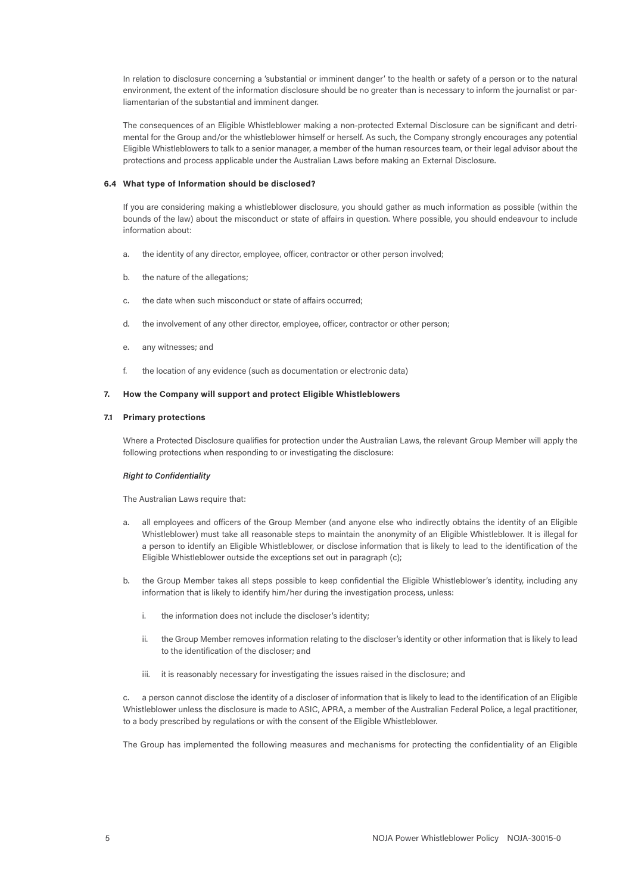In relation to disclosure concerning a 'substantial or imminent danger' to the health or safety of a person or to the natural environment, the extent of the information disclosure should be no greater than is necessary to inform the journalist or parliamentarian of the substantial and imminent danger.

The consequences of an Eligible Whistleblower making a non-protected External Disclosure can be significant and detrimental for the Group and/or the whistleblower himself or herself. As such, the Company strongly encourages any potential Eligible Whistleblowers to talk to a senior manager, a member of the human resources team, or their legal advisor about the protections and process applicable under the Australian Laws before making an External Disclosure.

### 6.4 What type of Information should be disclosed?

If you are considering making a whistleblower disclosure, you should gather as much information as possible (within the bounds of the law) about the misconduct or state of affairs in question. Where possible, you should endeavour to include information about:

a. the identity of any director, employee, officer, contractor or other person involved;

b. the nature of the allegations;

c. the date when such misconduct or state of affairs occurred;

d. the involvement of any other director, employee, officer, contractor or other person;

e. any witnesses; and

f. the location of any evidence (such as documentation or electronic data)

## 7. How the Company will support and protect Eligible Whistleblowers

### 7.1 Primary protections

Where a Protected Disclosure qualifies for protection under the Australian Laws, the relevant Group Member will apply the following protections when responding to or investigating the disclosure:

***Right to Confidentiality***

The Australian Laws require that:

a. all employees and officers of the Group Member (and anyone else who indirectly obtains the identity of an Eligible Whistleblower) must take all reasonable steps to maintain the anonymity of an Eligible Whistleblower. It is illegal for a person to identify an Eligible Whistleblower, or disclose information that is likely to lead to the identification of the Eligible Whistleblower outside the exceptions set out in paragraph (c);

b. the Group Member takes all steps possible to keep confidential the Eligible Whistleblower's identity, including any information that is likely to identify him/her during the investigation process, unless:

   i. the information does not include the discloser's identity;

   ii. the Group Member removes information relating to the discloser's identity or other information that is likely to lead to the identification of the discloser; and

   iii. it is reasonably necessary for investigating the issues raised in the disclosure; and

c. a person cannot disclose the identity of a discloser of information that is likely to lead to the identification of an Eligible Whistleblower unless the disclosure is made to ASIC, APRA, a member of the Australian Federal Police, a legal practitioner, to a body prescribed by regulations or with the consent of the Eligible Whistleblower.

The Group has implemented the following measures and mechanisms for protecting the confidentiality of an Eligible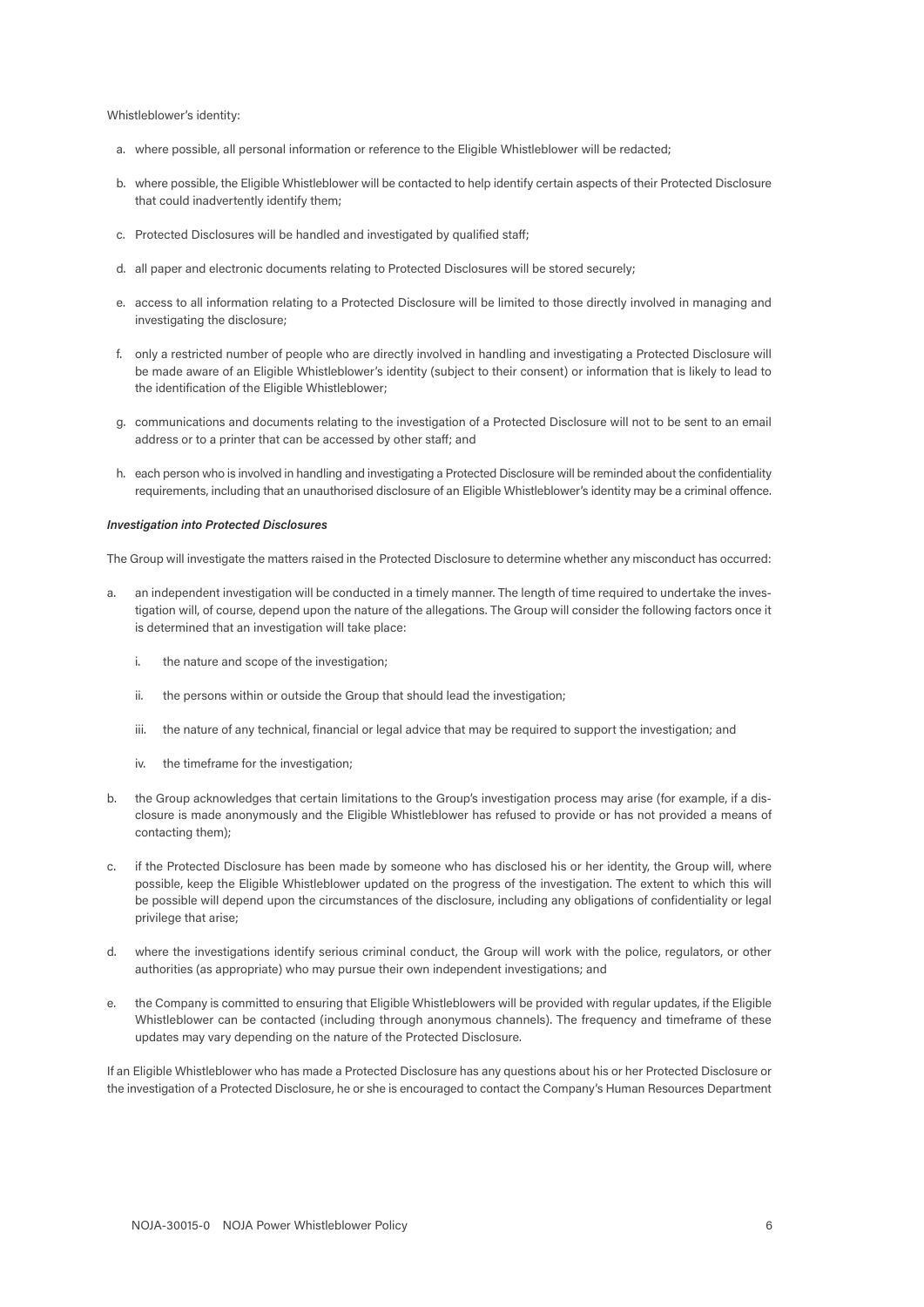Whistleblower's identity:

a. where possible, all personal information or reference to the Eligible Whistleblower will be redacted;

b. where possible, the Eligible Whistleblower will be contacted to help identify certain aspects of their Protected Disclosure that could inadvertently identify them;

c. Protected Disclosures will be handled and investigated by qualified staff;

d. all paper and electronic documents relating to Protected Disclosures will be stored securely;

e. access to all information relating to a Protected Disclosure will be limited to those directly involved in managing and investigating the disclosure;

f. only a restricted number of people who are directly involved in handling and investigating a Protected Disclosure will be made aware of an Eligible Whistleblower's identity (subject to their consent) or information that is likely to lead to the identification of the Eligible Whistleblower;

g. communications and documents relating to the investigation of a Protected Disclosure will not to be sent to an email address or to a printer that can be accessed by other staff; and

h. each person who is involved in handling and investigating a Protected Disclosure will be reminded about the confidentiality requirements, including that an unauthorised disclosure of an Eligible Whistleblower's identity may be a criminal offence.

***Investigation into Protected Disclosures***

The Group will investigate the matters raised in the Protected Disclosure to determine whether any misconduct has occurred:

a. an independent investigation will be conducted in a timely manner. The length of time required to undertake the investigation will, of course, depend upon the nature of the allegations. The Group will consider the following factors once it is determined that an investigation will take place:

    i. the nature and scope of the investigation;

    ii. the persons within or outside the Group that should lead the investigation;

    iii. the nature of any technical, financial or legal advice that may be required to support the investigation; and

    iv. the timeframe for the investigation;

b. the Group acknowledges that certain limitations to the Group's investigation process may arise (for example, if a disclosure is made anonymously and the Eligible Whistleblower has refused to provide or has not provided a means of contacting them);

c. if the Protected Disclosure has been made by someone who has disclosed his or her identity, the Group will, where possible, keep the Eligible Whistleblower updated on the progress of the investigation. The extent to which this will be possible will depend upon the circumstances of the disclosure, including any obligations of confidentiality or legal privilege that arise;

d. where the investigations identify serious criminal conduct, the Group will work with the police, regulators, or other authorities (as appropriate) who may pursue their own independent investigations; and

e. the Company is committed to ensuring that Eligible Whistleblowers will be provided with regular updates, if the Eligible Whistleblower can be contacted (including through anonymous channels). The frequency and timeframe of these updates may vary depending on the nature of the Protected Disclosure.

If an Eligible Whistleblower who has made a Protected Disclosure has any questions about his or her Protected Disclosure or the investigation of a Protected Disclosure, he or she is encouraged to contact the Company's Human Resources Department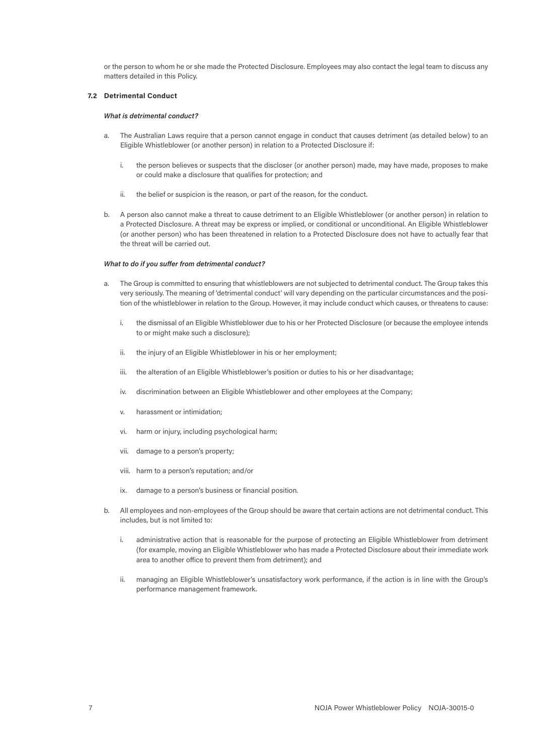or the person to whom he or she made the Protected Disclosure. Employees may also contact the legal team to discuss any matters detailed in this Policy.

### 7.2 Detrimental Conduct

***What is detrimental conduct?***

a. The Australian Laws require that a person cannot engage in conduct that causes detriment (as detailed below) to an Eligible Whistleblower (or another person) in relation to a Protected Disclosure if:

   i. the person believes or suspects that the discloser (or another person) made, may have made, proposes to make or could make a disclosure that qualifies for protection; and

   ii. the belief or suspicion is the reason, or part of the reason, for the conduct.

b. A person also cannot make a threat to cause detriment to an Eligible Whistleblower (or another person) in relation to a Protected Disclosure. A threat may be express or implied, or conditional or unconditional. An Eligible Whistleblower (or another person) who has been threatened in relation to a Protected Disclosure does not have to actually fear that the threat will be carried out.

***What to do if you suffer from detrimental conduct?***

a. The Group is committed to ensuring that whistleblowers are not subjected to detrimental conduct. The Group takes this very seriously. The meaning of 'detrimental conduct' will vary depending on the particular circumstances and the position of the whistleblower in relation to the Group. However, it may include conduct which causes, or threatens to cause:

   i. the dismissal of an Eligible Whistleblower due to his or her Protected Disclosure (or because the employee intends to or might make such a disclosure);

   ii. the injury of an Eligible Whistleblower in his or her employment;

   iii. the alteration of an Eligible Whistleblower's position or duties to his or her disadvantage;

   iv. discrimination between an Eligible Whistleblower and other employees at the Company;

   v. harassment or intimidation;

   vi. harm or injury, including psychological harm;

   vii. damage to a person's property;

   viii. harm to a person's reputation; and/or

   ix. damage to a person's business or financial position.

b. All employees and non-employees of the Group should be aware that certain actions are not detrimental conduct. This includes, but is not limited to:

   i. administrative action that is reasonable for the purpose of protecting an Eligible Whistleblower from detriment (for example, moving an Eligible Whistleblower who has made a Protected Disclosure about their immediate work area to another office to prevent them from detriment); and

   ii. managing an Eligible Whistleblower's unsatisfactory work performance, if the action is in line with the Group's performance management framework.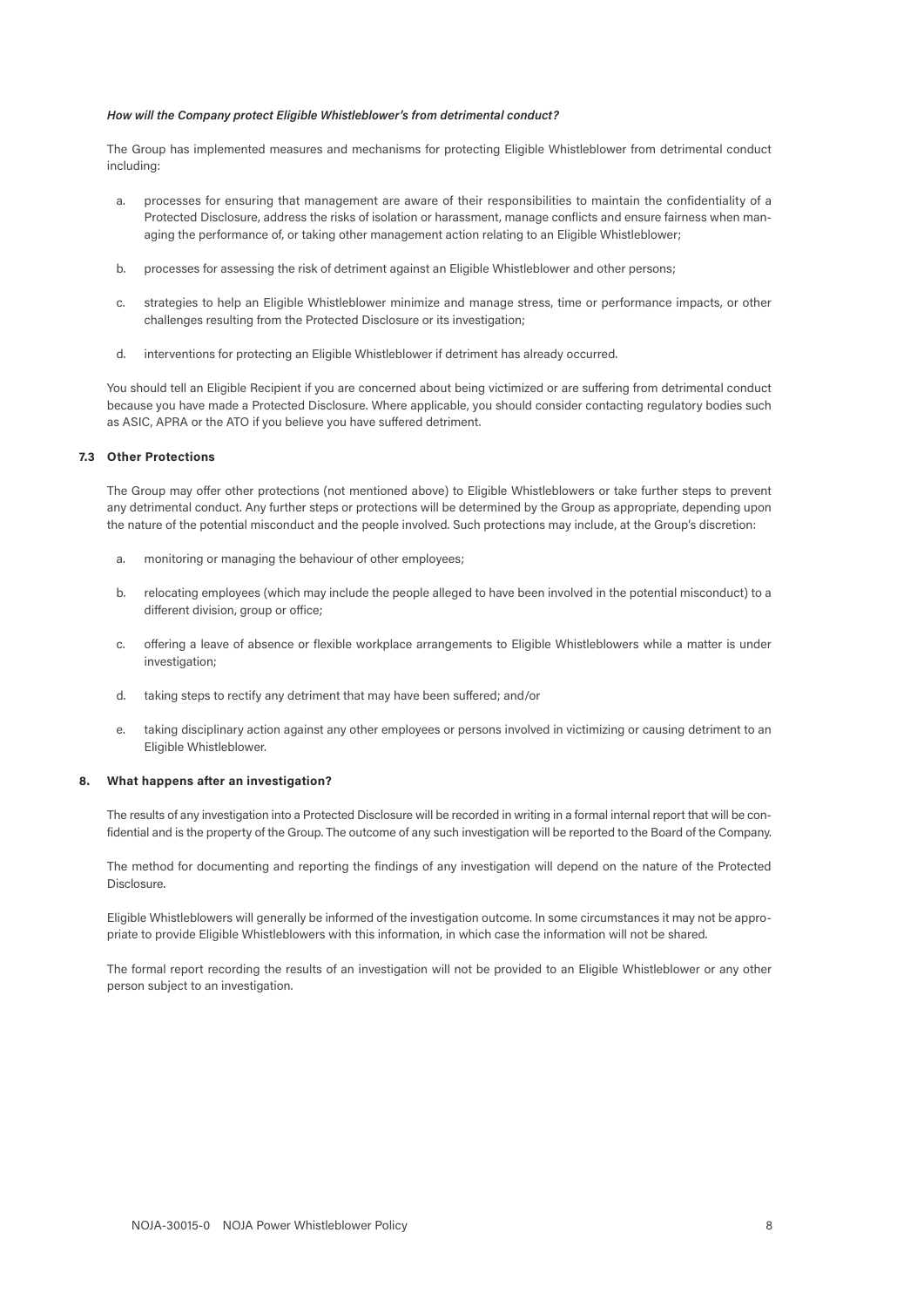***How will the Company protect Eligible Whistleblower's from detrimental conduct?***

The Group has implemented measures and mechanisms for protecting Eligible Whistleblower from detrimental conduct including:

a. processes for ensuring that management are aware of their responsibilities to maintain the confidentiality of a Protected Disclosure, address the risks of isolation or harassment, manage conflicts and ensure fairness when managing the performance of, or taking other management action relating to an Eligible Whistleblower;

b. processes for assessing the risk of detriment against an Eligible Whistleblower and other persons;

c. strategies to help an Eligible Whistleblower minimize and manage stress, time or performance impacts, or other challenges resulting from the Protected Disclosure or its investigation;

d. interventions for protecting an Eligible Whistleblower if detriment has already occurred.

You should tell an Eligible Recipient if you are concerned about being victimized or are suffering from detrimental conduct because you have made a Protected Disclosure. Where applicable, you should consider contacting regulatory bodies such as ASIC, APRA or the ATO if you believe you have suffered detriment.

### 7.3 Other Protections

The Group may offer other protections (not mentioned above) to Eligible Whistleblowers or take further steps to prevent any detrimental conduct. Any further steps or protections will be determined by the Group as appropriate, depending upon the nature of the potential misconduct and the people involved. Such protections may include, at the Group's discretion:

a. monitoring or managing the behaviour of other employees;

b. relocating employees (which may include the people alleged to have been involved in the potential misconduct) to a different division, group or office;

c. offering a leave of absence or flexible workplace arrangements to Eligible Whistleblowers while a matter is under investigation;

d. taking steps to rectify any detriment that may have been suffered; and/or

e. taking disciplinary action against any other employees or persons involved in victimizing or causing detriment to an Eligible Whistleblower.

## 8. What happens after an investigation?

The results of any investigation into a Protected Disclosure will be recorded in writing in a formal internal report that will be confidential and is the property of the Group. The outcome of any such investigation will be reported to the Board of the Company.

The method for documenting and reporting the findings of any investigation will depend on the nature of the Protected Disclosure.

Eligible Whistleblowers will generally be informed of the investigation outcome. In some circumstances it may not be appropriate to provide Eligible Whistleblowers with this information, in which case the information will not be shared.

The formal report recording the results of an investigation will not be provided to an Eligible Whistleblower or any other person subject to an investigation.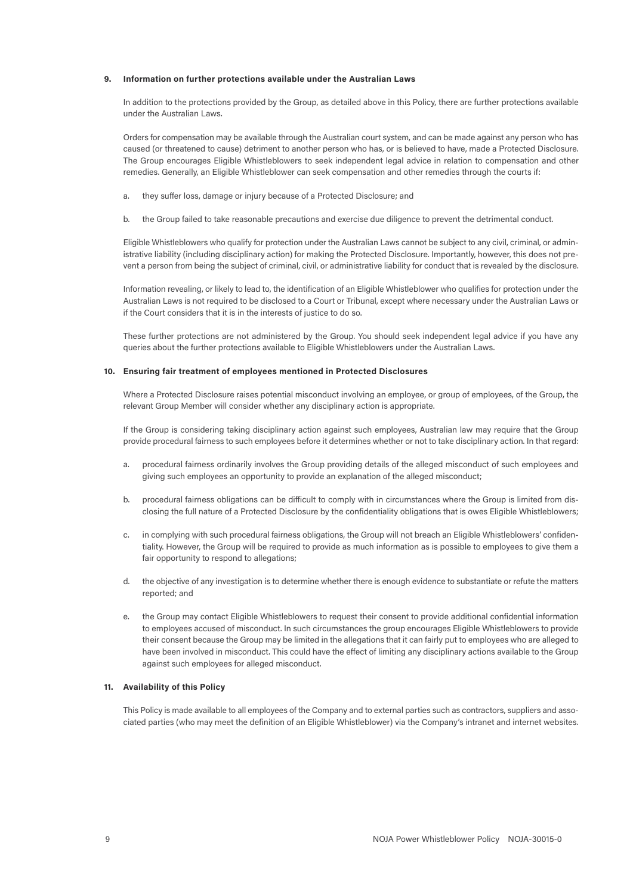**9. Information on further protections available under the Australian Laws**

In addition to the protections provided by the Group, as detailed above in this Policy, there are further protections available under the Australian Laws.

Orders for compensation may be available through the Australian court system, and can be made against any person who has caused (or threatened to cause) detriment to another person who has, or is believed to have, made a Protected Disclosure. The Group encourages Eligible Whistleblowers to seek independent legal advice in relation to compensation and other remedies. Generally, an Eligible Whistleblower can seek compensation and other remedies through the courts if:

a. they suffer loss, damage or injury because of a Protected Disclosure; and

b. the Group failed to take reasonable precautions and exercise due diligence to prevent the detrimental conduct.

Eligible Whistleblowers who qualify for protection under the Australian Laws cannot be subject to any civil, criminal, or administrative liability (including disciplinary action) for making the Protected Disclosure. Importantly, however, this does not prevent a person from being the subject of criminal, civil, or administrative liability for conduct that is revealed by the disclosure.

Information revealing, or likely to lead to, the identification of an Eligible Whistleblower who qualifies for protection under the Australian Laws is not required to be disclosed to a Court or Tribunal, except where necessary under the Australian Laws or if the Court considers that it is in the interests of justice to do so.

These further protections are not administered by the Group. You should seek independent legal advice if you have any queries about the further protections available to Eligible Whistleblowers under the Australian Laws.

**10. Ensuring fair treatment of employees mentioned in Protected Disclosures**

Where a Protected Disclosure raises potential misconduct involving an employee, or group of employees, of the Group, the relevant Group Member will consider whether any disciplinary action is appropriate.

If the Group is considering taking disciplinary action against such employees, Australian law may require that the Group provide procedural fairness to such employees before it determines whether or not to take disciplinary action. In that regard:

a. procedural fairness ordinarily involves the Group providing details of the alleged misconduct of such employees and giving such employees an opportunity to provide an explanation of the alleged misconduct;

b. procedural fairness obligations can be difficult to comply with in circumstances where the Group is limited from disclosing the full nature of a Protected Disclosure by the confidentiality obligations that is owes Eligible Whistleblowers;

c. in complying with such procedural fairness obligations, the Group will not breach an Eligible Whistleblowers' confidentiality. However, the Group will be required to provide as much information as is possible to employees to give them a fair opportunity to respond to allegations;

d. the objective of any investigation is to determine whether there is enough evidence to substantiate or refute the matters reported; and

e. the Group may contact Eligible Whistleblowers to request their consent to provide additional confidential information to employees accused of misconduct. In such circumstances the group encourages Eligible Whistleblowers to provide their consent because the Group may be limited in the allegations that it can fairly put to employees who are alleged to have been involved in misconduct. This could have the effect of limiting any disciplinary actions available to the Group against such employees for alleged misconduct.

**11. Availability of this Policy**

This Policy is made available to all employees of the Company and to external parties such as contractors, suppliers and associated parties (who may meet the definition of an Eligible Whistleblower) via the Company's intranet and internet websites.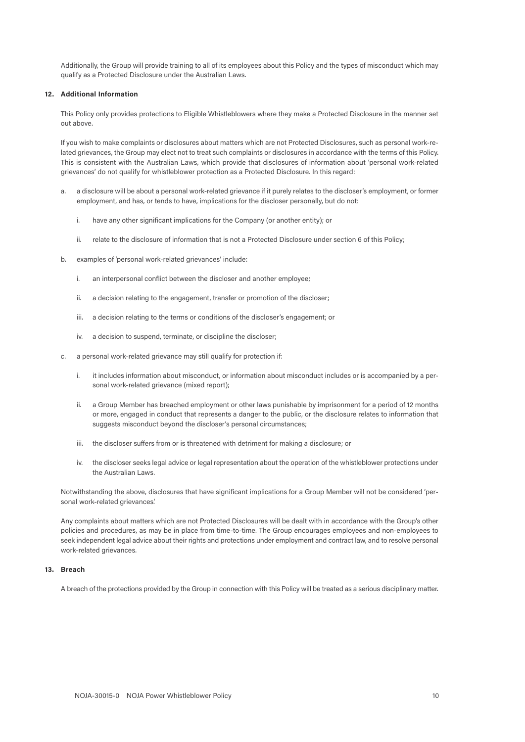Additionally, the Group will provide training to all of its employees about this Policy and the types of misconduct which may qualify as a Protected Disclosure under the Australian Laws.

## 12. Additional Information

This Policy only provides protections to Eligible Whistleblowers where they make a Protected Disclosure in the manner set out above.

If you wish to make complaints or disclosures about matters which are not Protected Disclosures, such as personal work-related grievances, the Group may elect not to treat such complaints or disclosures in accordance with the terms of this Policy. This is consistent with the Australian Laws, which provide that disclosures of information about 'personal work-related grievances' do not qualify for whistleblower protection as a Protected Disclosure. In this regard:

a. a disclosure will be about a personal work-related grievance if it purely relates to the discloser's employment, or former employment, and has, or tends to have, implications for the discloser personally, but do not:

   i. have any other significant implications for the Company (or another entity); or

   ii. relate to the disclosure of information that is not a Protected Disclosure under section 6 of this Policy;

b. examples of 'personal work-related grievances' include:

   i. an interpersonal conflict between the discloser and another employee;

   ii. a decision relating to the engagement, transfer or promotion of the discloser;

   iii. a decision relating to the terms or conditions of the discloser's engagement; or

   iv. a decision to suspend, terminate, or discipline the discloser;

c. a personal work-related grievance may still qualify for protection if:

   i. it includes information about misconduct, or information about misconduct includes or is accompanied by a personal work-related grievance (mixed report);

   ii. a Group Member has breached employment or other laws punishable by imprisonment for a period of 12 months or more, engaged in conduct that represents a danger to the public, or the disclosure relates to information that suggests misconduct beyond the discloser's personal circumstances;

   iii. the discloser suffers from or is threatened with detriment for making a disclosure; or

   iv. the discloser seeks legal advice or legal representation about the operation of the whistleblower protections under the Australian Laws.

Notwithstanding the above, disclosures that have significant implications for a Group Member will not be considered 'personal work-related grievances'.

Any complaints about matters which are not Protected Disclosures will be dealt with in accordance with the Group's other policies and procedures, as may be in place from time-to-time. The Group encourages employees and non-employees to seek independent legal advice about their rights and protections under employment and contract law, and to resolve personal work-related grievances.

## 13. Breach

A breach of the protections provided by the Group in connection with this Policy will be treated as a serious disciplinary matter.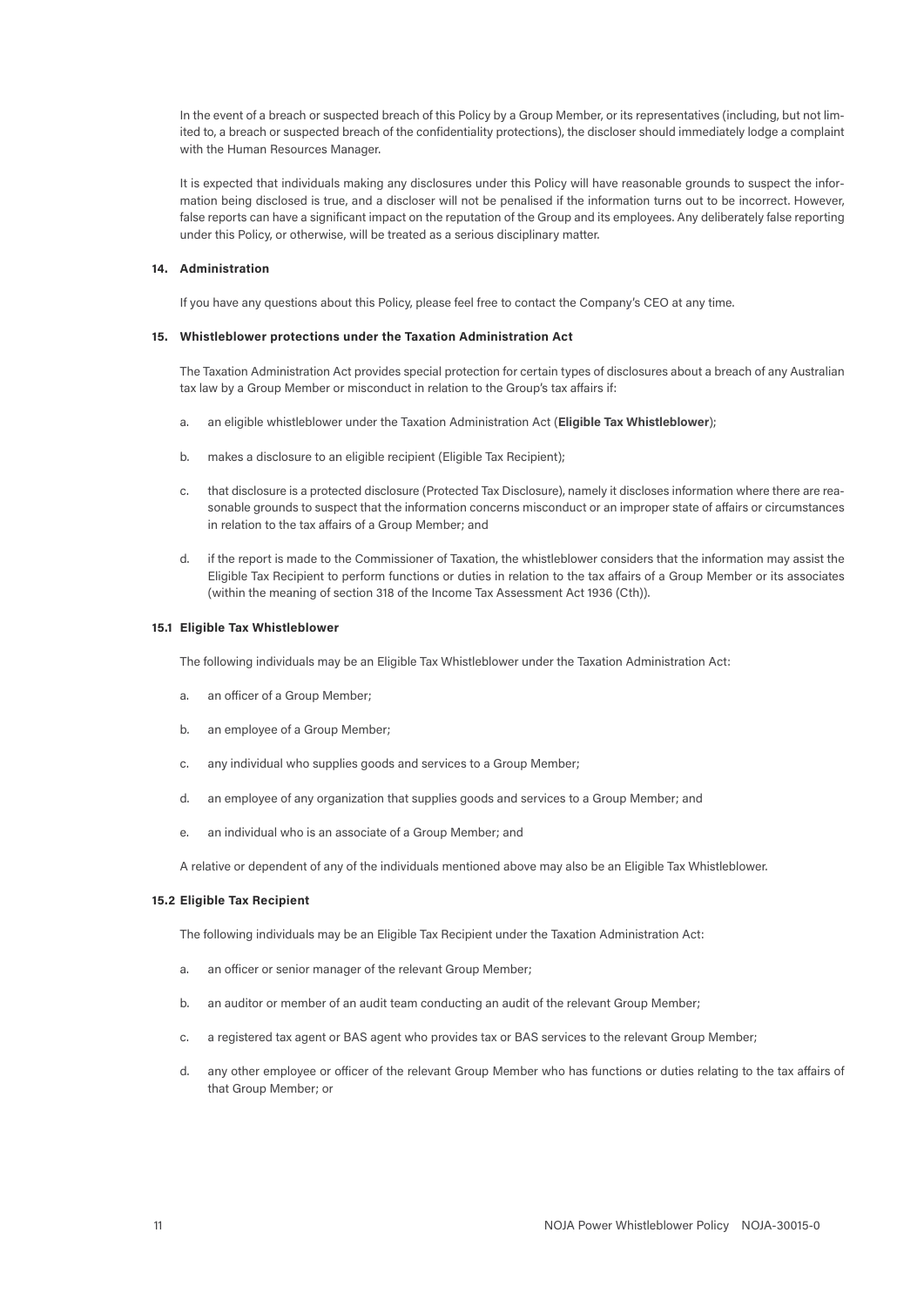In the event of a breach or suspected breach of this Policy by a Group Member, or its representatives (including, but not limited to, a breach or suspected breach of the confidentiality protections), the discloser should immediately lodge a complaint with the Human Resources Manager.

It is expected that individuals making any disclosures under this Policy will have reasonable grounds to suspect the information being disclosed is true, and a discloser will not be penalised if the information turns out to be incorrect. However, false reports can have a significant impact on the reputation of the Group and its employees. Any deliberately false reporting under this Policy, or otherwise, will be treated as a serious disciplinary matter.

### 14. Administration

If you have any questions about this Policy, please feel free to contact the Company's CEO at any time.

### 15. Whistleblower protections under the Taxation Administration Act

The Taxation Administration Act provides special protection for certain types of disclosures about a breach of any Australian tax law by a Group Member or misconduct in relation to the Group's tax affairs if:

a. an eligible whistleblower under the Taxation Administration Act (**Eligible Tax Whistleblower**);

b. makes a disclosure to an eligible recipient (Eligible Tax Recipient);

c. that disclosure is a protected disclosure (Protected Tax Disclosure), namely it discloses information where there are reasonable grounds to suspect that the information concerns misconduct or an improper state of affairs or circumstances in relation to the tax affairs of a Group Member; and

d. if the report is made to the Commissioner of Taxation, the whistleblower considers that the information may assist the Eligible Tax Recipient to perform functions or duties in relation to the tax affairs of a Group Member or its associates (within the meaning of section 318 of the Income Tax Assessment Act 1936 (Cth)).

#### 15.1 Eligible Tax Whistleblower

The following individuals may be an Eligible Tax Whistleblower under the Taxation Administration Act:

a. an officer of a Group Member;

b. an employee of a Group Member;

c. any individual who supplies goods and services to a Group Member;

d. an employee of any organization that supplies goods and services to a Group Member; and

e. an individual who is an associate of a Group Member; and

A relative or dependent of any of the individuals mentioned above may also be an Eligible Tax Whistleblower.

#### 15.2 Eligible Tax Recipient

The following individuals may be an Eligible Tax Recipient under the Taxation Administration Act:

a. an officer or senior manager of the relevant Group Member;

b. an auditor or member of an audit team conducting an audit of the relevant Group Member;

c. a registered tax agent or BAS agent who provides tax or BAS services to the relevant Group Member;

d. any other employee or officer of the relevant Group Member who has functions or duties relating to the tax affairs of that Group Member; or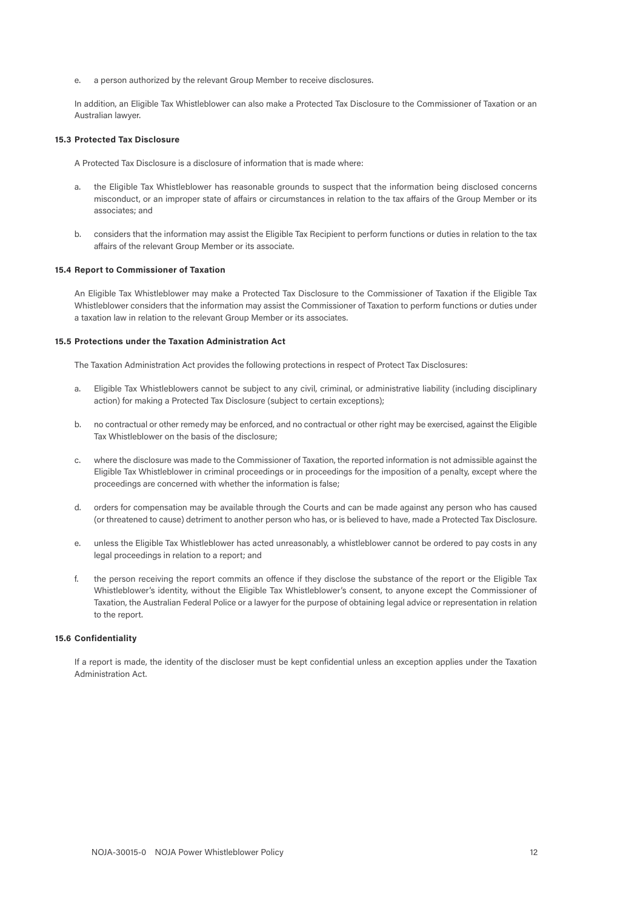e. a person authorized by the relevant Group Member to receive disclosures.

In addition, an Eligible Tax Whistleblower can also make a Protected Tax Disclosure to the Commissioner of Taxation or an Australian lawyer.

### 15.3 Protected Tax Disclosure

A Protected Tax Disclosure is a disclosure of information that is made where:

a. the Eligible Tax Whistleblower has reasonable grounds to suspect that the information being disclosed concerns misconduct, or an improper state of affairs or circumstances in relation to the tax affairs of the Group Member or its associates; and

b. considers that the information may assist the Eligible Tax Recipient to perform functions or duties in relation to the tax affairs of the relevant Group Member or its associate.

### 15.4 Report to Commissioner of Taxation

An Eligible Tax Whistleblower may make a Protected Tax Disclosure to the Commissioner of Taxation if the Eligible Tax Whistleblower considers that the information may assist the Commissioner of Taxation to perform functions or duties under a taxation law in relation to the relevant Group Member or its associates.

### 15.5 Protections under the Taxation Administration Act

The Taxation Administration Act provides the following protections in respect of Protect Tax Disclosures:

a. Eligible Tax Whistleblowers cannot be subject to any civil, criminal, or administrative liability (including disciplinary action) for making a Protected Tax Disclosure (subject to certain exceptions);

b. no contractual or other remedy may be enforced, and no contractual or other right may be exercised, against the Eligible Tax Whistleblower on the basis of the disclosure;

c. where the disclosure was made to the Commissioner of Taxation, the reported information is not admissible against the Eligible Tax Whistleblower in criminal proceedings or in proceedings for the imposition of a penalty, except where the proceedings are concerned with whether the information is false;

d. orders for compensation may be available through the Courts and can be made against any person who has caused (or threatened to cause) detriment to another person who has, or is believed to have, made a Protected Tax Disclosure.

e. unless the Eligible Tax Whistleblower has acted unreasonably, a whistleblower cannot be ordered to pay costs in any legal proceedings in relation to a report; and

f. the person receiving the report commits an offence if they disclose the substance of the report or the Eligible Tax Whistleblower's identity, without the Eligible Tax Whistleblower's consent, to anyone except the Commissioner of Taxation, the Australian Federal Police or a lawyer for the purpose of obtaining legal advice or representation in relation to the report.

### 15.6 Confidentiality

If a report is made, the identity of the discloser must be kept confidential unless an exception applies under the Taxation Administration Act.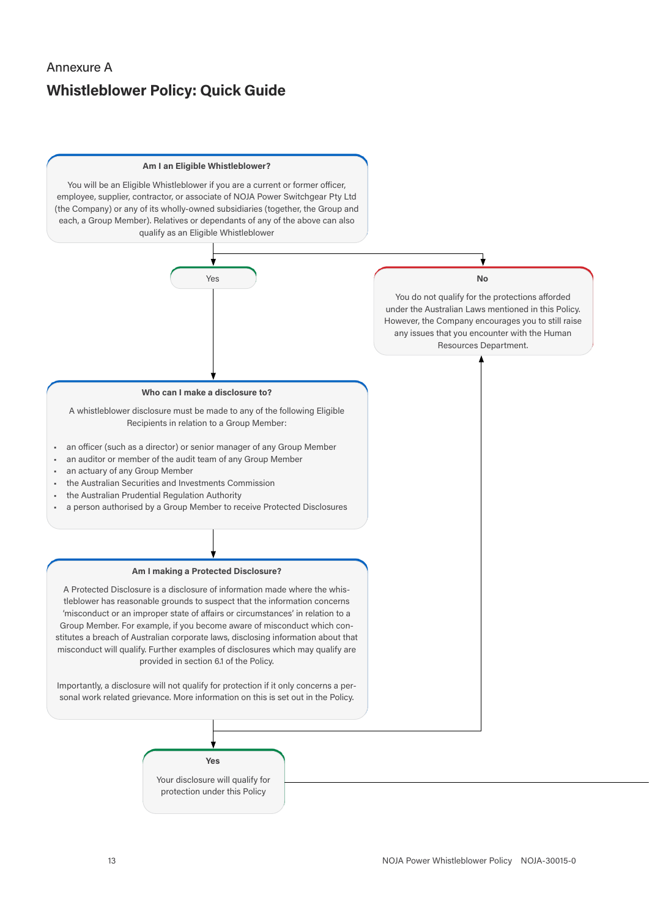Annexure A

## Whistleblower Policy: Quick Guide

**Am I an Eligible Whistleblower?**

You will be an Eligible Whistleblower if you are a current or former officer, employee, supplier, contractor, or associate of NOJA Power Switchgear Pty Ltd (the Company) or any of its wholly-owned subsidiaries (together, the Group and each, a Group Member). Relatives or dependants of any of the above can also qualify as an Eligible Whistleblower

**Yes**

**No**

You do not qualify for the protections afforded under the Australian Laws mentioned in this Policy. However, the Company encourages you to still raise any issues that you encounter with the Human Resources Department.

**Who can I make a disclosure to?**

A whistleblower disclosure must be made to any of the following Eligible Recipients in relation to a Group Member:

- an officer (such as a director) or senior manager of any Group Member
- an auditor or member of the audit team of any Group Member
- an actuary of any Group Member
- the Australian Securities and Investments Commission
- the Australian Prudential Regulation Authority
- a person authorised by a Group Member to receive Protected Disclosures

**Am I making a Protected Disclosure?**

A Protected Disclosure is a disclosure of information made where the whistleblower has reasonable grounds to suspect that the information concerns 'misconduct or an improper state of affairs or circumstances' in relation to a Group Member. For example, if you become aware of misconduct which constitutes a breach of Australian corporate laws, disclosing information about that misconduct will qualify. Further examples of disclosures which may qualify are provided in section 6.1 of the Policy.

Importantly, a disclosure will not qualify for protection if it only concerns a personal work related grievance. More information on this is set out in the Policy.

**Yes**

Your disclosure will qualify for protection under this Policy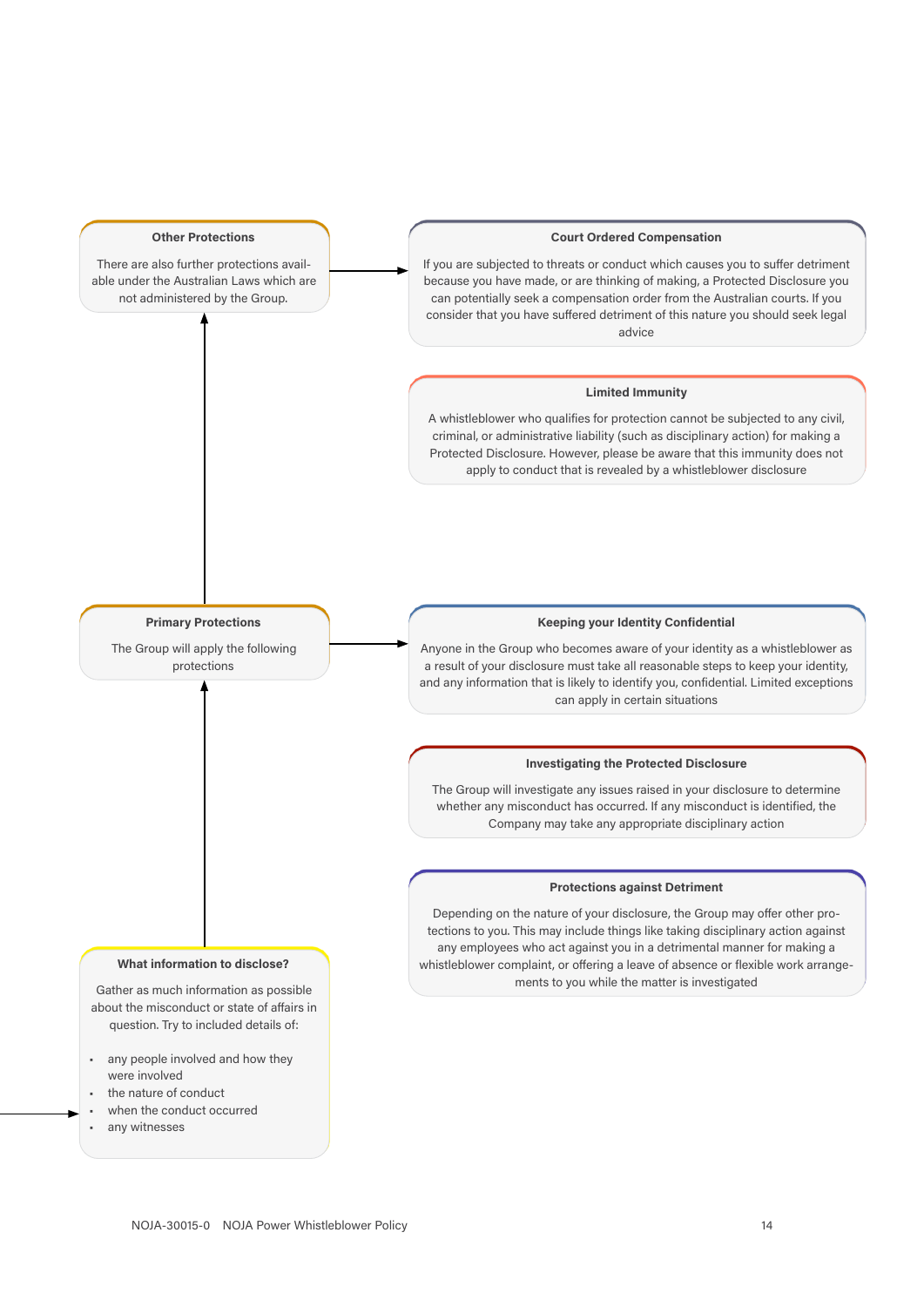### Other Protections

There are also further protections available under the Australian Laws which are not administered by the Group.

### Court Ordered Compensation

If you are subjected to threats or conduct which causes you to suffer detriment because you have made, or are thinking of making, a Protected Disclosure you can potentially seek a compensation order from the Australian courts. If you consider that you have suffered detriment of this nature you should seek legal advice

### Limited Immunity

A whistleblower who qualifies for protection cannot be subjected to any civil, criminal, or administrative liability (such as disciplinary action) for making a Protected Disclosure. However, please be aware that this immunity does not apply to conduct that is revealed by a whistleblower disclosure

### Primary Protections

The Group will apply the following protections

### Keeping your Identity Confidential

Anyone in the Group who becomes aware of your identity as a whistleblower as a result of your disclosure must take all reasonable steps to keep your identity, and any information that is likely to identify you, confidential. Limited exceptions can apply in certain situations

### Investigating the Protected Disclosure

The Group will investigate any issues raised in your disclosure to determine whether any misconduct has occurred. If any misconduct is identified, the Company may take any appropriate disciplinary action

### Protections against Detriment

Depending on the nature of your disclosure, the Group may offer other protections to you. This may include things like taking disciplinary action against any employees who act against you in a detrimental manner for making a whistleblower complaint, or offering a leave of absence or flexible work arrangements to you while the matter is investigated

### What information to disclose?

Gather as much information as possible about the misconduct or state of affairs in question. Try to included details of:

- any people involved and how they were involved
- the nature of conduct
- when the conduct occurred
- any witnesses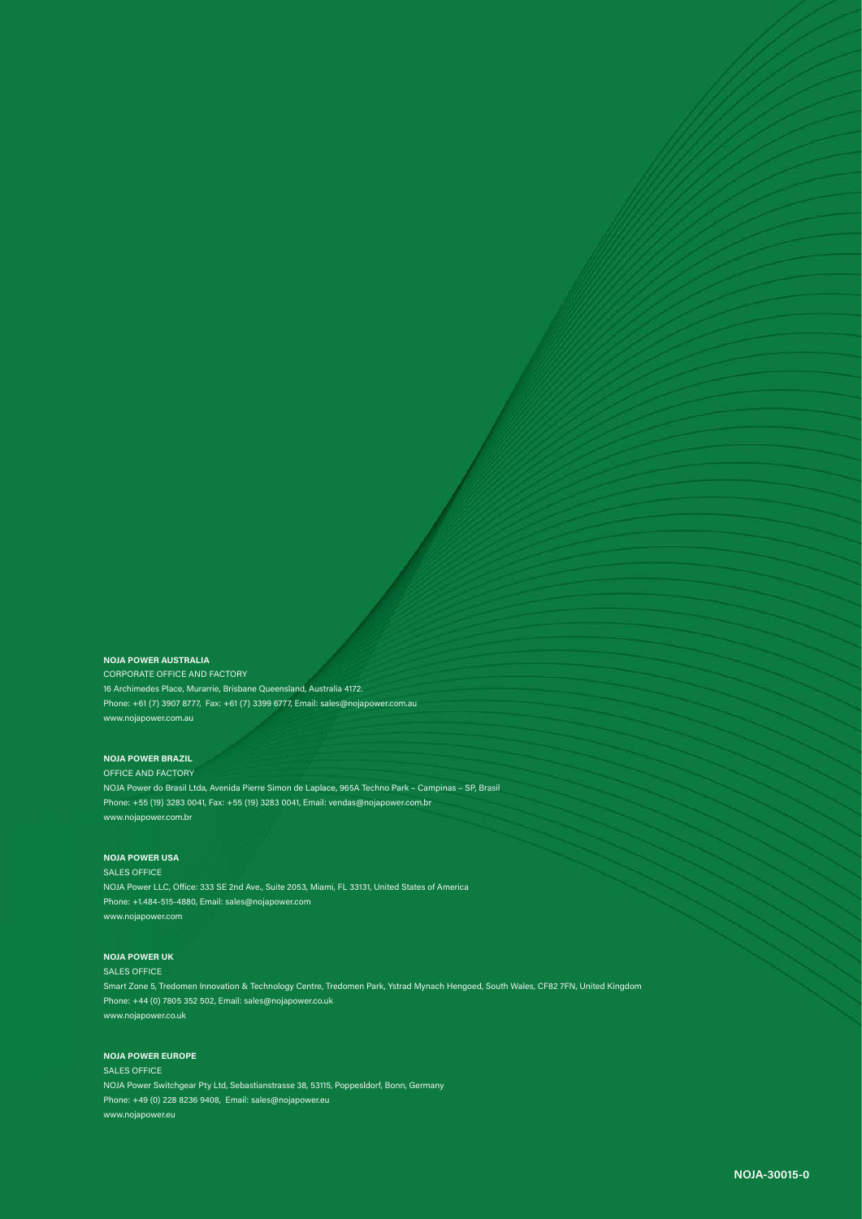**NOJA POWER AUSTRALIA**

CORPORATE OFFICE AND FACTORY

16 Archimedes Place, Murarrie, Brisbane Queensland, Australia 4172.

Phone: +61 (7) 3907 8777, Fax: +61 (7) 3399 6777, Email: sales@nojapower.com.au

www.nojapower.com.au

**NOJA POWER BRAZIL**

OFFICE AND FACTORY

NOJA Power do Brasil Ltda, Avenida Pierre Simon de Laplace, 965A Techno Park – Campinas – SP, Brasil

Phone: +55 (19) 3283 0041, Fax: +55 (19) 3283 0041, Email: vendas@nojapower.com.br

www.nojapower.com.br

**NOJA POWER USA**

SALES OFFICE

NOJA Power LLC, Office: 333 SE 2nd Ave., Suite 2053, Miami, FL 33131, United States of America

Phone: +1.484-515-4880, Email: sales@nojapower.com

www.nojapower.com

**NOJA POWER UK**

SALES OFFICE

Smart Zone 5, Tredomen Innovation & Technology Centre, Tredomen Park, Ystrad Mynach Hengoed, South Wales, CF82 7FN, United Kingdom

Phone: +44 (0) 7805 352 502, Email: sales@nojapower.co.uk

www.nojapower.co.uk

**NOJA POWER EUROPE**

SALES OFFICE

NOJA Power Switchgear Pty Ltd, Sebastianstrasse 38, 53115, Poppesldorf, Bonn, Germany

Phone: +49 (0) 228 8236 9408, Email: sales@nojapower.eu

www.nojapower.eu

**NOJA-30015-0**